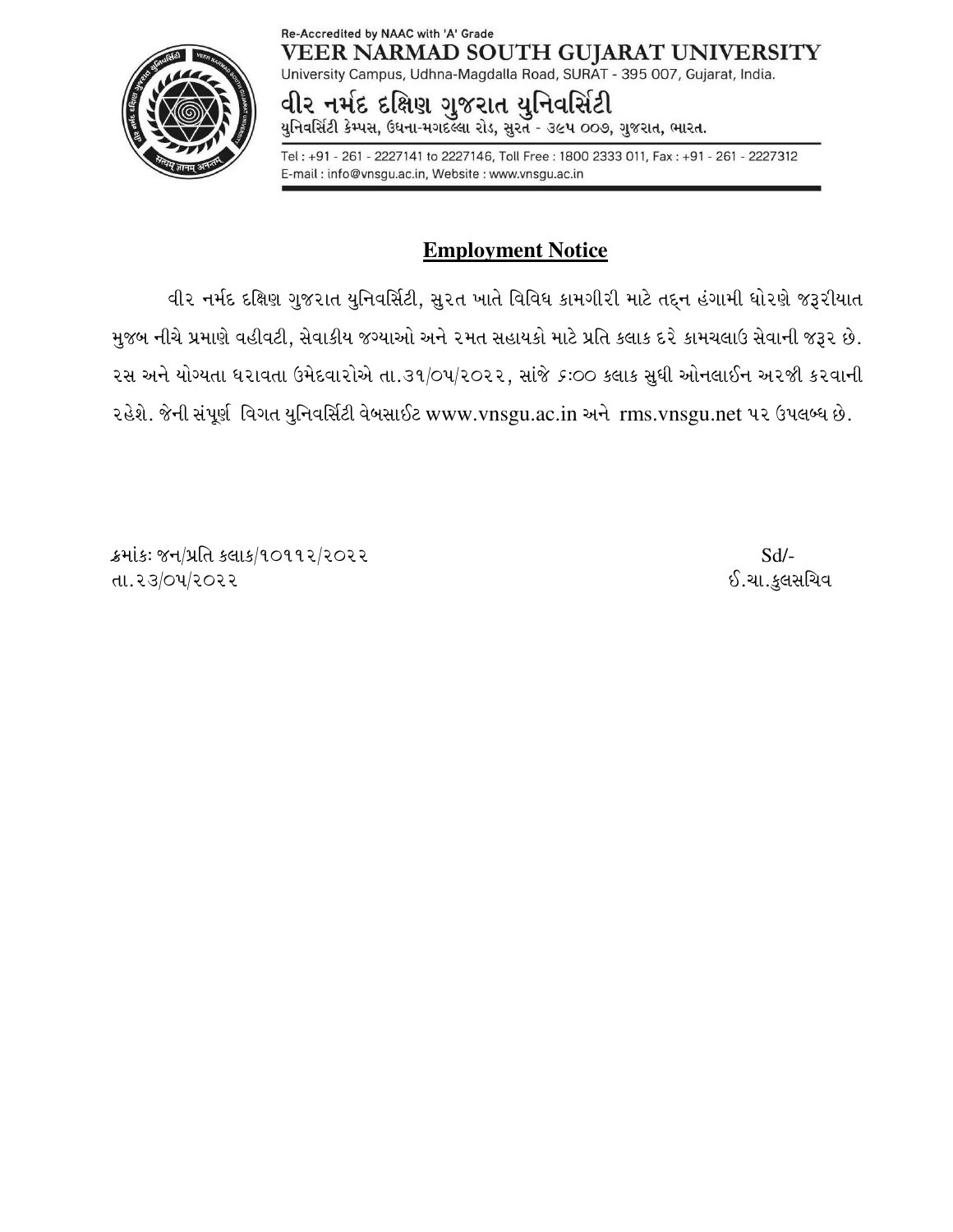Re-Accredited by NAAC with 'A' Grade

**VEER NARMAD SOUTH GUJARAT UNIVERSITY**

University Campus, Udhna-Magdalla Road, SURAT - 395 007, Gujarat, India.

**વીર નર્મદ દક્ષિણ ગુજરાત યુનિવર્સિટી**

યુનિવર્સિટી કેમ્પસ, ઉધના-મગદલ્લા રોડ, સુરત - ૩૯૫ ૦૦૭, ગુજરાત, ભારત.

Tel : +91 - 261 - 2227141 to 2227146, Toll Free : 1800 2333 011, Fax : +91 - 261 - 2227312
E-mail : info@vnsgu.ac.in, Website : www.vnsgu.ac.in

## Employment Notice

વીર નર્મદ દક્ષિણ ગુજરાત યુનિવર્સિટી, સુરત ખાતે વિવિધ કામગીરી માટે તદ્દન હંગામી ધોરણે જરૂરીયાત મુજબ નીચે પ્રમાણે વહીવટી, સેવાકીય જગ્યાઓ અને રમત સહાયકો માટે પ્રતિ કલાક દરે કામચલાઉ સેવાની જરૂર છે. રસ અને યોગ્યતા ધરાવતા ઉમેદવારોએ તા.૩૧/૦૫/૨૦૨૨, સાંજે ૬:૦૦ કલાક સુધી ઓનલાઈન અરજી કરવાની રહેશે. જેની સંપૂર્ણ વિગત યુનિવર્સિટી વેબસાઈટ www.vnsgu.ac.in અને rms.vnsgu.net પર ઉપલબ્ધ છે.

ક્રમાંકઃ જન/પ્રતિ કલાક/૧૦૧૧૨/૨૦૨૨
તા.૨૩/૦૫/૨૦૨૨

Sd/-
ઈ.ચા.કુલસચિવ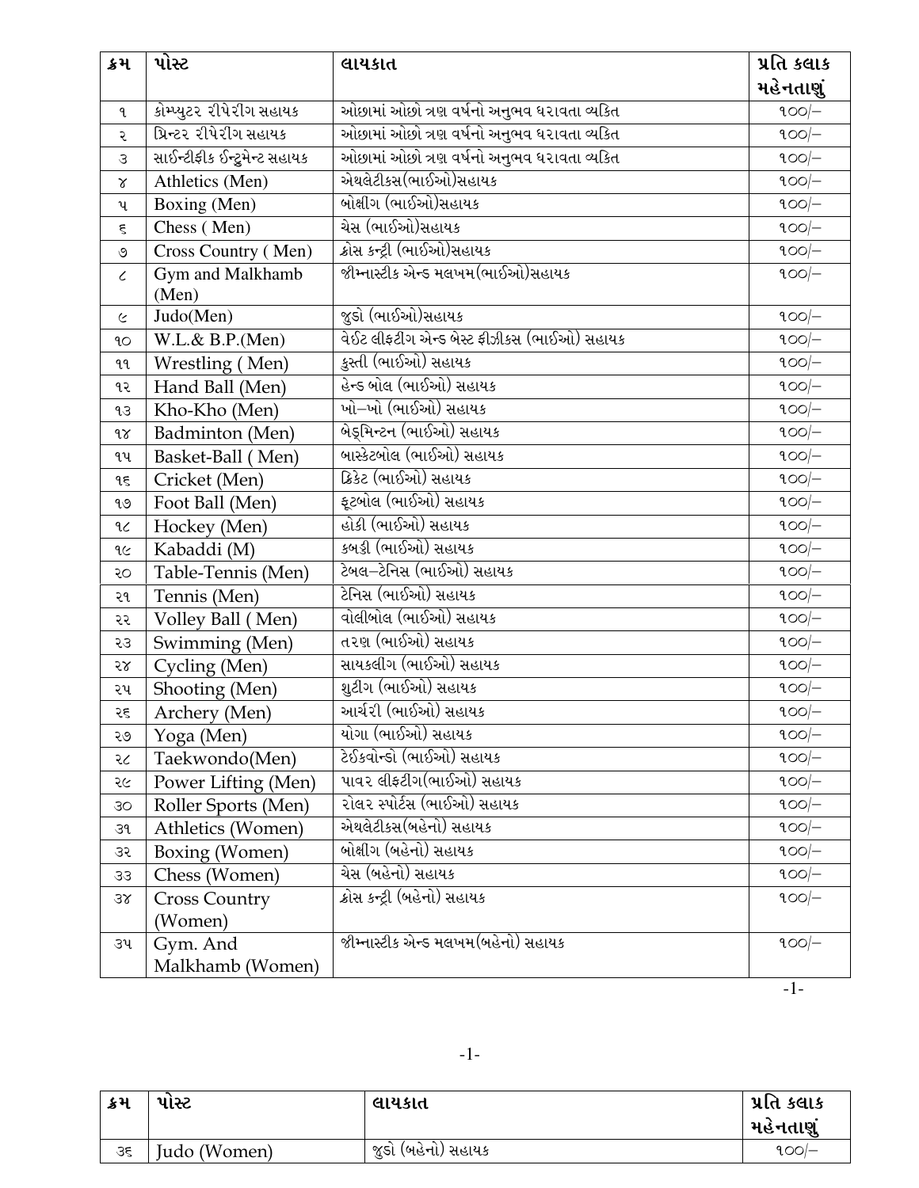| ક્રમ | પોસ્ટ | લાયકાત | પ્રતિ કલાક મહેનતાણું |
|---|---|---|---|
| ૧ | કોમ્પ્યુટર રીપેરીંગ સહાયક | ઓછામાં ઓછો ત્રણ વર્ષનો અનુભવ ધરાવતા વ્યકિત | ૧૦૦/– |
| ૨ | પ્રિન્ટર રીપેરીંગ સહાયક | ઓછામાં ઓછો ત્રણ વર્ષનો અનુભવ ધરાવતા વ્યકિત | ૧૦૦/– |
| ૩ | સાઈન્ટીફીક ઈન્ટ્રુમેન્ટ સહાયક | ઓછામાં ઓછો ત્રણ વર્ષનો અનુભવ ધરાવતા વ્યકિત | ૧૦૦/– |
| ૪ | Athletics (Men) | એથલેટીકસ(ભાઈઓ)સહાયક | ૧૦૦/– |
| ૫ | Boxing (Men) | બોક્ષીગ (ભાઈઓ)સહાયક | ૧૦૦/– |
| ૬ | Chess ( Men) | ચેસ (ભાઈઓ)સહાયક | ૧૦૦/– |
| ૭ | Cross Country ( Men) | ક્રોસ કન્ટ્રી (ભાઈઓ)સહાયક | ૧૦૦/– |
| ૮ | Gym and Malkhamb (Men) | જીમ્નાસ્ટીક એન્ડ મલખમ(ભાઈઓ)સહાયક | ૧૦૦/– |
| ૯ | Judo(Men) | જુડો (ભાઈઓ)સહાયક | ૧૦૦/– |
| ૧૦ | W.L.& B.P.(Men) | વેઈટ લીફટીગ એન્ડ બેસ્ટ ફીઝીકસ (ભાઈઓ) સહાયક | ૧૦૦/– |
| ૧૧ | Wrestling ( Men) | કુસ્તી (ભાઈઓ) સહાયક | ૧૦૦/– |
| ૧૨ | Hand Ball (Men) | હેન્ડ બોલ (ભાઈઓ) સહાયક | ૧૦૦/– |
| ૧૩ | Kho-Kho (Men) | ખો–ખો (ભાઈઓ) સહાયક | ૧૦૦/– |
| ૧૪ | Badminton (Men) | બેડ્મિન્ટન (ભાઈઓ) સહાયક | ૧૦૦/– |
| ૧૫ | Basket-Ball ( Men) | બાસ્કેટબોલ (ભાઈઓ) સહાયક | ૧૦૦/– |
| ૧૬ | Cricket (Men) | ક્રિકેટ (ભાઈઓ) સહાયક | ૧૦૦/– |
| ૧૭ | Foot Ball (Men) | ફૂટબોલ (ભાઈઓ) સહાયક | ૧૦૦/– |
| ૧૮ | Hockey (Men) | હોકી (ભાઈઓ) સહાયક | ૧૦૦/– |
| ૧૯ | Kabaddi (M) | કબડ્ડી (ભાઈઓ) સહાયક | ૧૦૦/– |
| ૨૦ | Table-Tennis (Men) | ટેબલ–ટેનિસ (ભાઈઓ) સહાયક | ૧૦૦/– |
| ૨૧ | Tennis (Men) | ટેનિસ (ભાઈઓ) સહાયક | ૧૦૦/– |
| ૨૨ | Volley Ball ( Men) | વોલીબોલ (ભાઈઓ) સહાયક | ૧૦૦/– |
| ૨૩ | Swimming (Men) | તરણ (ભાઈઓ) સહાયક | ૧૦૦/– |
| ૨૪ | Cycling (Men) | સાયકલીંગ (ભાઈઓ) સહાયક | ૧૦૦/– |
| ૨૫ | Shooting (Men) | શુટીંગ (ભાઈઓ) સહાયક | ૧૦૦/– |
| ૨૬ | Archery (Men) | આર્ચરી (ભાઈઓ) સહાયક | ૧૦૦/– |
| ૨૭ | Yoga (Men) | યોગા (ભાઈઓ) સહાયક | ૧૦૦/– |
| ૨૮ | Taekwondo(Men) | ટેઈકવોન્ડો (ભાઈઓ) સહાયક | ૧૦૦/– |
| ૨૯ | Power Lifting (Men) | પાવર લીફટીગ(ભાઈઓ) સહાયક | ૧૦૦/– |
| ૩૦ | Roller Sports (Men) | રોલર સ્પોર્ટસ (ભાઈઓ) સહાયક | ૧૦૦/– |
| ૩૧ | Athletics (Women) | એથલેટીકસ(બહેનો) સહાયક | ૧૦૦/– |
| ૩૨ | Boxing (Women) | બોક્ષીગ (બહેનો) સહાયક | ૧૦૦/– |
| ૩૩ | Chess (Women) | ચેસ (બહેનો) સહાયક | ૧૦૦/– |
| ૩૪ | Cross Country (Women) | ક્રોસ કન્ટ્રી (બહેનો) સહાયક | ૧૦૦/– |
| ૩૫ | Gym. And Malkhamb (Women) | જીમ્નાસ્ટીક એન્ડ મલખમ(બહેનો) સહાયક | ૧૦૦/– |
| ૩૬ | Judo (Women) | જુડો (બહેનો) સહાયક | ૧૦૦/– |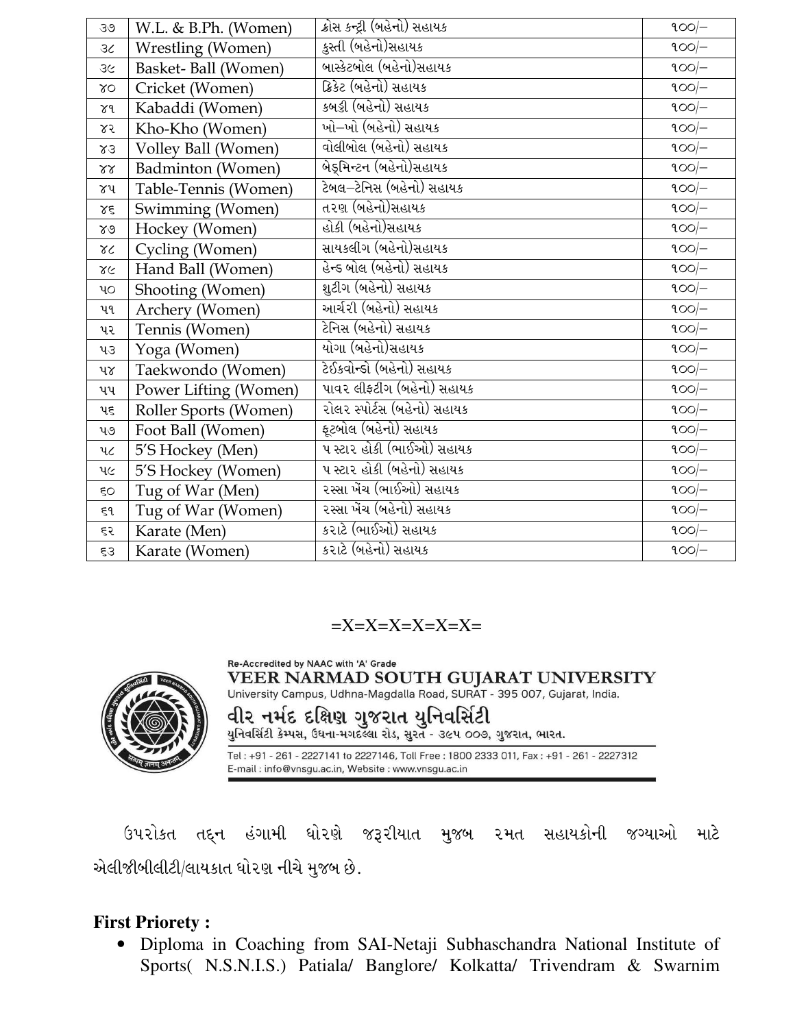| ૩૭ | W.L. & B.Ph. (Women) | ક્રોસ કન્ટ્રી (બહેનો) સહાયક | ૧૦૦/– |
|---|---|---|---|
| ૩૮ | Wrestling (Women) | કુસ્તી (બહેનો)સહાયક | ૧૦૦/– |
| ૩૯ | Basket- Ball (Women) | બાસ્કેટબોલ (બહેનો)સહાયક | ૧૦૦/– |
| ૪૦ | Cricket (Women) | ક્રિકેટ (બહેનો) સહાયક | ૧૦૦/– |
| ૪૧ | Kabaddi (Women) | કબડ્ડી (બહેનો) સહાયક | ૧૦૦/– |
| ૪૨ | Kho-Kho (Women) | ખો–ખો (બહેનો) સહાયક | ૧૦૦/– |
| ૪૩ | Volley Ball (Women) | વોલીબોલ (બહેનો) સહાયક | ૧૦૦/– |
| ૪૪ | Badminton (Women) | બેડમિન્ટન (બહેનો)સહાયક | ૧૦૦/– |
| ૪૫ | Table-Tennis (Women) | ટેબલ–ટેનિસ (બહેનો) સહાયક | ૧૦૦/– |
| ૪૬ | Swimming (Women) | તરણ (બહેનો)સહાયક | ૧૦૦/– |
| ૪૭ | Hockey (Women) | હોકી (બહેનો)સહાયક | ૧૦૦/– |
| ૪૮ | Cycling (Women) | સાયકલીગ (બહેનો)સહાયક | ૧૦૦/– |
| ૪૯ | Hand Ball (Women) | હેન્ડ બોલ (બહેનો) સહાયક | ૧૦૦/– |
| ૫૦ | Shooting (Women) | શુટીગ (બહેનો) સહાયક | ૧૦૦/– |
| ૫૧ | Archery (Women) | આર્ચરી (બહેનો) સહાયક | ૧૦૦/– |
| ૫૨ | Tennis (Women) | ટેનિસ (બહેનો) સહાયક | ૧૦૦/– |
| ૫૩ | Yoga (Women) | યોગા (બહેનો)સહાયક | ૧૦૦/– |
| ૫૪ | Taekwondo (Women) | ટેઈકવોન્ડો (બહેનો) સહાયક | ૧૦૦/– |
| ૫૫ | Power Lifting (Women) | પાવર લીફટીગ (બહેનો) સહાયક | ૧૦૦/– |
| ૫૬ | Roller Sports (Women) | રોલર સ્પોર્ટસ (બહેનો) સહાયક | ૧૦૦/– |
| ૫૭ | Foot Ball (Women) | ફૂટબોલ (બહેનો) સહાયક | ૧૦૦/– |
| ૫૮ | 5'S Hockey (Men) | ૫ સ્ટાર હોકી (ભાઈઓ) સહાયક | ૧૦૦/– |
| ૫૯ | 5'S Hockey (Women) | ૫ સ્ટાર હોકી (બહેનો) સહાયક | ૧૦૦/– |
| ૬૦ | Tug of War (Men) | રસ્સા ખેંચ (ભાઈઓ) સહાયક | ૧૦૦/– |
| ૬૧ | Tug of War (Women) | રસ્સા ખેંચ (બહેનો) સહાયક | ૧૦૦/– |
| ૬૨ | Karate (Men) | કરાટે (ભાઈઓ) સહાયક | ૧૦૦/– |
| ૬૩ | Karate (Women) | કરાટે (બહેનો) સહાયક | ૧૦૦/– |

=X=X=X=X=X=X=

Re-Accredited by NAAC with 'A' Grade

**VEER NARMAD SOUTH GUJARAT UNIVERSITY**

University Campus, Udhna-Magdalla Road, SURAT - 395 007, Gujarat, India.

**વીર નર્મદ દક્ષિણ ગુજરાત યુનિવર્સિટી**

યુનિવર્સિટી કેમ્પસ, ઉધના-મગદલ્લા રોડ, સુરત - ૩૯૫ ૦૦૭, ગુજરાત, ભારત.

Tel : +91 - 261 - 2227141 to 2227146, Toll Free : 1800 2333 011, Fax : +91 - 261 - 2227312
E-mail : info@vnsgu.ac.in, Website : www.vnsgu.ac.in

ઉપરોકત તદ્દન હંગામી ધોરણે જરૂરીયાત મુજબ રમત સહાયકોની જગ્યાઓ માટે એલીજીબીલીટી/લાયકાત ધોરણ નીચે મુજબ છે.

**First Priorety :**

- Diploma in Coaching from SAI-Netaji Subhaschandra National Institute of Sports( N.S.N.I.S.) Patiala/ Banglore/ Kolkatta/ Trivendram & Swarnim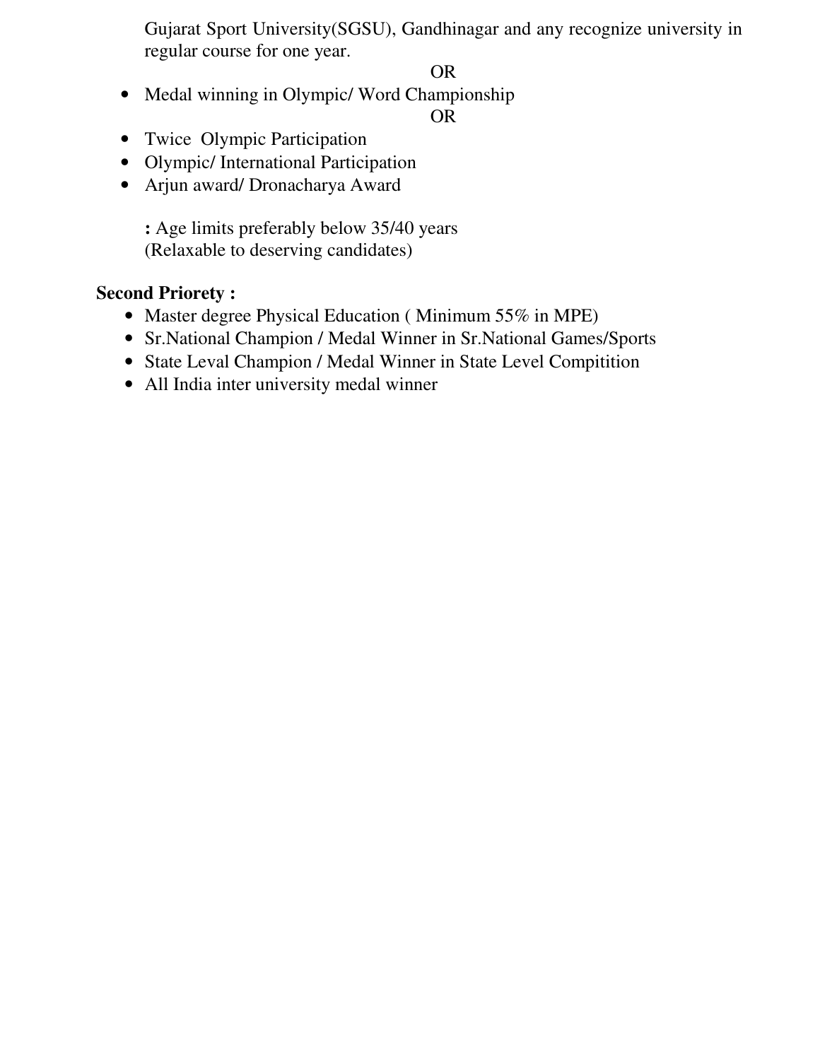Gujarat Sport University(SGSU), Gandhinagar and any recognize university in regular course for one year.

OR

- Medal winning in Olympic/ Word Championship

OR

- Twice Olympic Participation
- Olympic/ International Participation
- Arjun award/ Dronacharya Award

**:** Age limits preferably below 35/40 years
(Relaxable to deserving candidates)

**Second Priorety :**

- Master degree Physical Education ( Minimum 55% in MPE)
- Sr.National Champion / Medal Winner in Sr.National Games/Sports
- State Leval Champion / Medal Winner in State Level Compitition
- All India inter university medal winner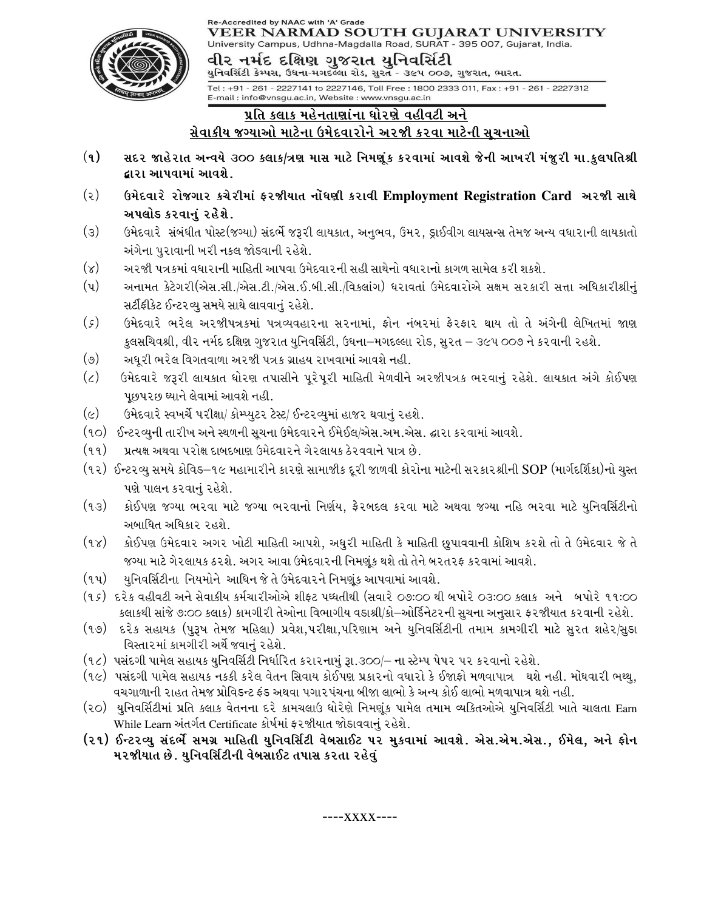Re-Accredited by NAAC with 'A' Grade

**VEER NARMAD SOUTH GUJARAT UNIVERSITY**

University Campus, Udhna-Magdalla Road, SURAT - 395 007, Gujarat, India.

**વીર નર્મદ દક્ષિણ ગુજરાત યુનિવર્સિટી**

યુનિવર્સિટી કેમ્પસ, ઉધના-મગદલ્લા રોડ, સુરત - ૩૯૫ ૦૦૭, ગુજરાત, ભારત.

Tel : +91 - 261 - 2227141 to 2227146, Toll Free : 1800 2333 011, Fax : +91 - 261 - 2227312
E-mail : info@vnsgu.ac.in, Website : www.vnsgu.ac.in

## <u>પ્રતિ કલાક મહેનતાણાંના ધોરણે વહીવટી અને સેવાકીય જગ્યાઓ માટેના ઉમેદવારોને અરજી કરવા માટેની સૂચનાઓ</u>

(૧) **સદર જાહેરાત અન્વયે ૩૦૦ કલાક/ત્રણ માસ માટે નિમણૂંક કરવામાં આવશે જેની આખરી મંજુરી મા.કુલપતિશ્રી દ્વારા આપવામાં આવશે.**

(૨) **ઉમેદવારે રોજગાર કચેરીમાં ફરજીયાત નોંધણી કરાવી Employment Registration Card અરજી સાથે અપલોડ કરવાનું રહેશે.**

(૩) ઉમેદવારે સંબંધીત પોસ્ટ(જગ્યા) સંદર્ભે જરૂરી લાયકાત, અનુભવ, ઉંમર, ડ્રાઈવીંગ લાયસન્સ તેમજ અન્ય વધારાની લાયકાતો અંગેના પુરાવાની ખરી નકલ જોડવાની રહેશે.

(૪) અરજી પત્રકમાં વધારાની માહિતી આપવા ઉમેદવારની સહી સાથેનો વધારાનો કાગળ સામેલ કરી શકશે.

(૫) અનામત કેટેગરી(એસ.સી./એસ.ટી./એસ.ઈ.બી.સી./વિકલાંગ) ધરાવતાં ઉમેદવારોએ સક્ષમ સરકારી સત્તા અધિકારીશ્રીનું સર્ટીફીકેટ ઈન્ટરવ્યુ સમયે સાથે લાવવાનું રહેશે.

(૬) ઉમેદવારે ભરેલ અરજીપત્રકમાં પત્રવ્યવહારના સરનામાં, ફોન નંબરમાં ફેરફાર થાય તો તે અંગેની લેખિતમાં જાણ કુલસચિવશ્રી, વીર નર્મદ દક્ષિણ ગુજરાત યુનિવર્સિટી, ઉધના–મગદલ્લા રોડ, સુરત – ૩૯૫ ૦૦૭ ને કરવાની રહશે.

(૭) અધૂરી ભરેલ વિગતવાળા અરજી પત્રક ગ્રાહય રાખવામાં આવશે નહી.

(૮) ઉમેદવારે જરૂરી લાયકાત ધોરણ તપાસીને પૂરેપૂરી માહિતી મેળવીને અરજીપત્રક ભરવાનું રહેશે. લાયકાત અંગે કોઈપણ પૂછપરછ ધ્યાને લેવામાં આવશે નહી.

(૯) ઉમેદવારે સ્વખર્ચે પરીક્ષા/ કોમ્પ્યુટર ટેસ્ટ/ ઈન્ટરવ્યુમાં હાજર થવાનું રહશે.

(૧૦) ઈન્ટરવ્યુની તારીખ અને સ્થળની સૂચના ઉમેદવારને ઈમેઈલ/એસ.એમ.એસ. દ્વારા કરવામાં આવશે.

(૧૧) પ્રત્યક્ષ અથવા પરોક્ષ દાબદબાણ ઉમેદવારને ગેરલાયક ઠેરવવાને પાત્ર છે.

(૧૨) ઈન્ટરવ્યુ સમયે કોવિડ–૧૯ મહામારીને કારણે સામાજીક દૂરી જાળવી કોરોના માટેની સરકારશ્રીની SOP (માર્ગદર્શિકા)નો ચુસ્ત પણે પાલન કરવાનું રહેશે.

(૧૩) કોઈપણ જગ્યા ભરવા માટે જગ્યા ભરવાનો નિર્ણય, ફેરબદલ કરવા માટે અથવા જગ્યા નહિ ભરવા માટે યુનિવર્સિટીનો અબાધિત અધિકાર રહશે.

(૧૪) કોઈપણ ઉમેદવાર અગર ખોટી માહિતી આપશે, અધુરી માહિતી કે માહિતી છુપાવવાની કોશિષ કરશે તો તે ઉમેદવાર જે તે જગ્યા માટે ગેરલાયક ઠરશે. અગર આવા ઉમેદવારની નિમણૂંક થશે તો તેને બરતરફ કરવામાં આવશે.

(૧૫) યુનિવર્સિટીના નિયમોને આધિન જે તે ઉમેદવારને નિમણૂંક આપવામાં આવશે.

(૧૬) દરેક વહીવટી અને સેવાકીય કર્મચારીઓએ શીફટ પધ્ધતીથી (સવારે ૦૭:૦૦ થી બપોરે ૦૩:૦૦ કલાક અને બપોરે ૧૧:૦૦ કલાકથી સાંજે ૭:૦૦ કલાક) કામગીરી તેઓના વિભાગીય વડાશ્રી/કો–ઓર્ડિનેટરની સુચના અનુસાર ફરજીયાત કરવાની રહેશે.

(૧૭) દરેક સહાયક (પુરૂષ તેમજ મહિલા) પ્રવેશ,પરીક્ષા,પરિણામ અને યુનિવર્સિટીની તમામ કામગીરી માટે સુરત શહેર/સુડા વિસ્તારમાં કામગીરી અર્થે જવાનું રહેશે.

(૧૮) પસંદગી પામેલ સહાયક યુનિવર્સિટી નિર્ધારિત કરારનામું રૂ.૩૦૦/– ના સ્ટેમ્પ પેપર પર કરવાનો રહેશે.

(૧૯) પસંદગી પામેલ સહાયક નકકી કરેલ વેતન સિવાય કોઈપણ પ્રકારનો વધારો કે ઈજાફો મળવાપાત્ર થશે નહી. મોંઘવારી ભથ્થુ, વચગાળાની રાહત તેમજ પ્રોવિડન્ટ ફંડ અથવા પગારપંચના બીજા લાભો કે અન્ય કોઈ લાભો મળવાપાત્ર થશે નહી.

(૨૦) યુનિવર્સિટીમાં પ્રતિ કલાક વેતનના દરે કામચલાઉ ધોરેણે નિમણૂંક પામેલ તમામ વ્યકિતઓએ યુનિવર્સિટી ખાતે ચાલતા Earn While Learn અંતર્ગત Certificate કોર્ષમાં ફરજીયાત જોડાવવાનું રહેશે.

(૨૧) **ઈન્ટરવ્યુ સંદર્ભે સમગ્ર માહિતી યુનિવર્સિટી વેબસાઈટ પર મુકવામાં આવશે. એસ.એમ.એસ., ઈમેલ, અને ફોન મરજીયાત છે. યુનિવર્સિટીની વેબસાઈટ તપાસ કરતા રહેવું**

----xxxx----